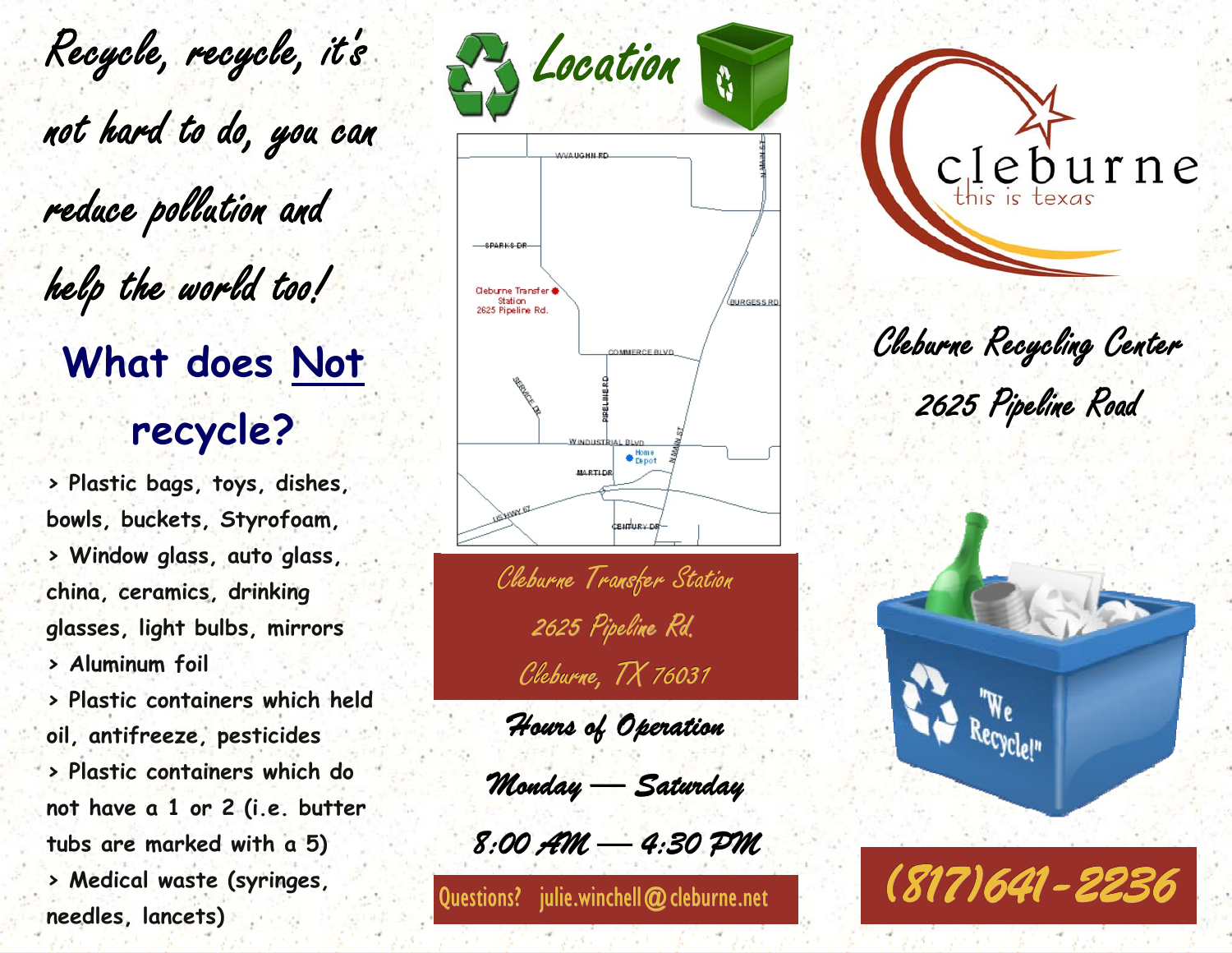*Recycle, recycle, it's not hard to do, you can reduce pollution and help the world too!*

## What does Not recycle?

> Plastic bags, toys, dishes, bowls, buckets, Styrofoam,
> Window glass, auto glass, china, ceramics, drinking glasses, light bulbs, mirrors
> Aluminum foil
> Plastic containers which held oil, antifreeze, pesticides
> Plastic containers which do not have a 1 or 2 (i.e. butter tubs are marked with a 5)
> Medical waste (syringes, needles, lancets)

## Location

Cleburne Transfer Station
2625 Pipeline Rd.

Cleburne Transfer Station
2625 Pipeline Rd.
Cleburne, TX 76031

**Hours of Operation**

Monday — Saturday

8:00 AM — 4:30 PM

Questions? julie.winchell@cleburne.net

cleburne
this is texas

**Cleburne Recycling Center**
**2625 Pipeline Road**

"We Recycle!"

(817)641-2236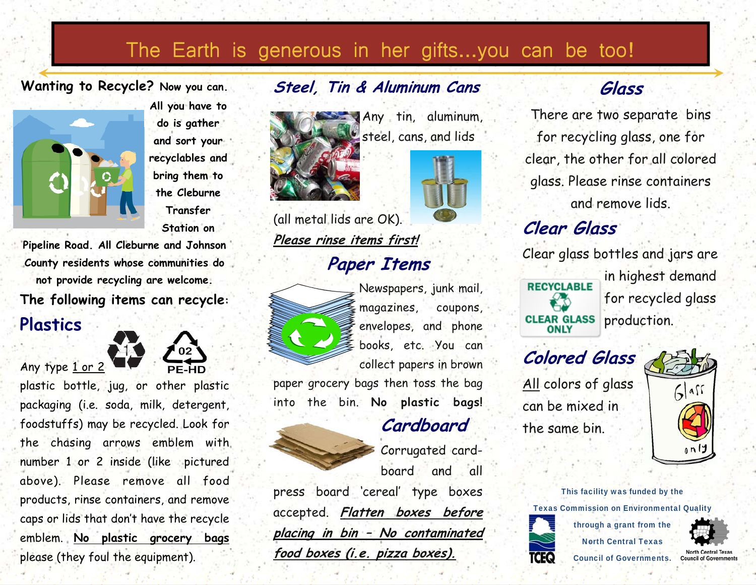# The Earth is generous in her gifts...you can be too!

**Wanting to Recycle?** Now you can. All you have to do is gather and sort your recyclables and bring them to the Cleburne Transfer Station on Pipeline Road. All Cleburne and Johnson County residents whose communities do not provide recycling are welcome.

**The following items can recycle:**

## Plastics

1

02
PE-HD

Any type 1 or 2 plastic bottle, jug, or other plastic packaging (i.e. soda, milk, detergent, foodstuffs) may be recycled. Look for the chasing arrows emblem with number 1 or 2 inside (like pictured above). Please remove all food products, rinse containers, and remove caps or lids that don't have the recycle emblem. **No plastic grocery bags** please (they foul the equipment).

## *Steel, Tin & Aluminum Cans*

Any tin, aluminum, steel, cans, and lids (all metal lids are OK).

***Please rinse items first!***

## *Paper Items*

Newspapers, junk mail, magazines, coupons, envelopes, and phone books, etc. You can collect papers in brown paper grocery bags then toss the bag into the bin. **No plastic bags!**

## *Cardboard*

Corrugated card-board and all press board 'cereal' type boxes accepted. ***Flatten boxes before placing in bin – No contaminated food boxes (i.e. pizza boxes).***

## *Glass*

There are two separate bins for recycling glass, one for clear, the other for all colored glass. Please rinse containers and remove lids.

## *Clear Glass*

Clear glass bottles and jars are in highest demand for recycled glass production.

RECYCLABLE
CLEAR GLASS ONLY

## *Colored Glass*

All colors of glass can be mixed in the same bin.

Glass only

This facility was funded by the Texas Commission on Environmental Quality through a grant from the North Central Texas Council of Governments.

TCEQ

North Central Texas Council of Governments